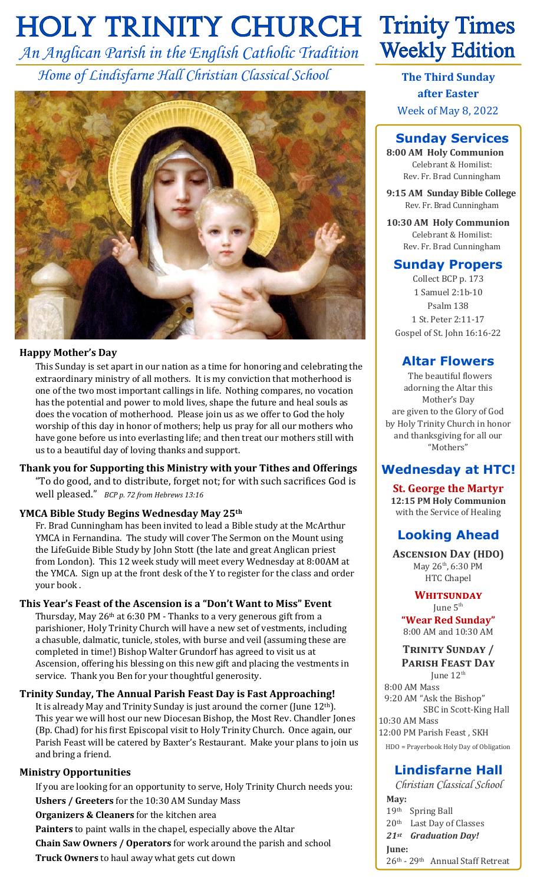# HOLY TRINITY CHURCH

*An Anglican Parish in the English Catholic Tradition*

*Home of Lindisfarne Hall Christian Classical School*

# Trinity Times Weekly Edition

**The Third Sunday after Easter**

Week of May 8, 2022

### Happy Mother's Day

This Sunday is set apart in our nation as a time for honoring and celebrating the extraordinary ministry of all mothers. It is my conviction that motherhood is one of the two most important callings in life. Nothing compares, no vocation has the potential and power to mold lives, shape the future and heal souls as does the vocation of motherhood. Please join us as we offer to God the holy worship of this day in honor of mothers; help us pray for all our mothers who have gone before us into everlasting life; and then treat our mothers still with us to a beautiful day of loving thanks and support.

### Thank you for Supporting this Ministry with your Tithes and Offerings

"To do good, and to distribute, forget not; for with such sacrifices God is well pleased." *BCP p. 72 from Hebrews 13:16*

### YMCA Bible Study Begins Wednesday May 25th

Fr. Brad Cunningham has been invited to lead a Bible study at the McArthur YMCA in Fernandina. The study will cover The Sermon on the Mount using the LifeGuide Bible Study by John Stott (the late and great Anglican priest from London). This 12 week study will meet every Wednesday at 8:00AM at the YMCA. Sign up at the front desk of the Y to register for the class and order your book .

### This Year's Feast of the Ascension is a "Don't Want to Miss" Event

Thursday, May 26th at 6:30 PM - Thanks to a very generous gift from a parishioner, Holy Trinity Church will have a new set of vestments, including a chasuble, dalmatic, tunicle, stoles, with burse and veil (assuming these are completed in time!) Bishop Walter Grundorf has agreed to visit us at Ascension, offering his blessing on this new gift and placing the vestments in service. Thank you Ben for your thoughtful generosity.

### Trinity Sunday, The Annual Parish Feast Day is Fast Approaching!

It is already May and Trinity Sunday is just around the corner (June 12th). This year we will host our new Diocesan Bishop, the Most Rev. Chandler Jones (Bp. Chad) for his first Episcopal visit to Holy Trinity Church. Once again, our Parish Feast will be catered by Baxter's Restaurant. Make your plans to join us and bring a friend.

### Ministry Opportunities

If you are looking for an opportunity to serve, Holy Trinity Church needs you:

**Ushers / Greeters** for the 10:30 AM Sunday Mass

**Organizers & Cleaners** for the kitchen area

**Painters** to paint walls in the chapel, especially above the Altar

**Chain Saw Owners / Operators** for work around the parish and school

**Truck Owners** to haul away what gets cut down

## Sunday Services

**8:00 AM Holy Communion**
Celebrant & Homilist:
Rev. Fr. Brad Cunningham

**9:15 AM Sunday Bible College**
Rev. Fr. Brad Cunningham

**10:30 AM Holy Communion**
Celebrant & Homilist:
Rev. Fr. Brad Cunningham

## Sunday Propers

Collect BCP p. 173
1 Samuel 2:1b-10
Psalm 138
1 St. Peter 2:11-17
Gospel of St. John 16:16-22

## Altar Flowers

The beautiful flowers adorning the Altar this Mother's Day are given to the Glory of God by Holy Trinity Church in honor and thanksgiving for all our "Mothers"

## Wednesday at HTC!

**St. George the Martyr**
**12:15 PM Holy Communion**
with the Service of Healing

## Looking Ahead

**Ascension Day (HDO)**
May 26th, 6:30 PM
HTC Chapel

**Whitsunday**
June 5th
**"Wear Red Sunday"**
8:00 AM and 10:30 AM

**Trinity Sunday / Parish Feast Day**
June 12th
8:00 AM Mass
9:20 AM "Ask the Bishop" SBC in Scott-King Hall
10:30 AM Mass
12:00 PM Parish Feast , SKH

HDO = Prayerbook Holy Day of Obligation

## Lindisfarne Hall

*Christian Classical School*

**May:**
19th Spring Ball
20th Last Day of Classes
***21st Graduation Day!***

**June:**
26th - 29th Annual Staff Retreat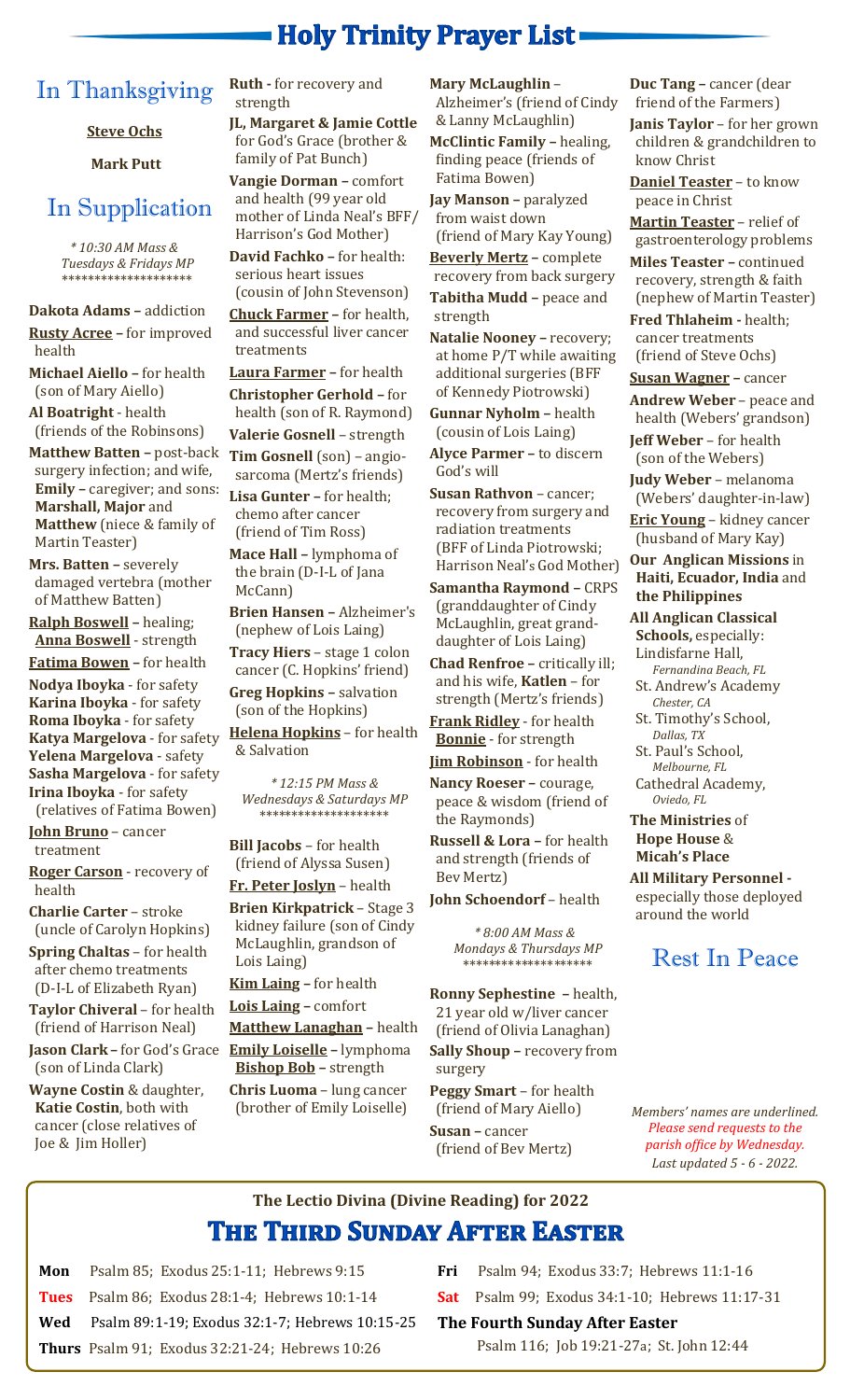# Holy Trinity Prayer List

## In Thanksgiving

**Steve Ochs**

**Mark Putt**

## In Supplication

*\* 10:30 AM Mass & Tuesdays & Fridays MP*
*\*\*\*\*\*\*\*\*\*\*\*\*\*\*\*\*\*\*\*\**

**Dakota Adams –** addiction

**Rusty Acree –** for improved health

**Michael Aiello –** for health (son of Mary Aiello)

**Al Boatright** - health (friends of the Robinsons)

**Matthew Batten –** post-back surgery infection; and wife, **Emily –** caregiver; and sons: **Marshall, Major** and **Matthew** (niece & family of Martin Teaster)

**Mrs. Batten –** severely damaged vertebra (mother of Matthew Batten)

**Ralph Boswell –** healing; **Anna Boswell** - strength

**Fatima Bowen –** for health

**Nodya Iboyka** - for safety
**Karina Iboyka** - for safety
**Roma Iboyka** - for safety
**Katya Margelova** - for safety
**Yelena Margelova** - safety
**Sasha Margelova** - for safety
**Irina Iboyka** - for safety (relatives of Fatima Bowen)

**John Bruno** – cancer treatment

**Roger Carson** - recovery of health

**Charlie Carter** – stroke (uncle of Carolyn Hopkins)

**Spring Chaltas** – for health after chemo treatments (D-I-L of Elizabeth Ryan)

**Taylor Chiveral** – for health (friend of Harrison Neal)

**Jason Clark –** for God's Grace (son of Linda Clark)

**Wayne Costin** & daughter, **Katie Costin**, both with cancer (close relatives of Joe & Jim Holler)

**Ruth -** for recovery and strength

**JL, Margaret & Jamie Cottle** for God's Grace (brother & family of Pat Bunch)

**Vangie Dorman –** comfort and health (99 year old mother of Linda Neal's BFF/ Harrison's God Mother)

**David Fachko –** for health: serious heart issues (cousin of John Stevenson)

**Chuck Farmer –** for health, and successful liver cancer treatments

**Laura Farmer –** for health

**Christopher Gerhold –** for health (son of R. Raymond)

**Valerie Gosnell** – strength

**Tim Gosnell** (son) – angio-sarcoma (Mertz's friends)

**Lisa Gunter –** for health; chemo after cancer (friend of Tim Ross)

**Mace Hall –** lymphoma of the brain (D-I-L of Jana McCann)

**Brien Hansen –** Alzheimer's (nephew of Lois Laing)

**Tracy Hiers –** stage 1 colon cancer (C. Hopkins' friend)

**Greg Hopkins –** salvation (son of the Hopkins)

**Helena Hopkins** – for health & Salvation

*\* 12:15 PM Mass & Wednesdays & Saturdays MP*
*\*\*\*\*\*\*\*\*\*\*\*\*\*\*\*\*\*\*\*\**

**Bill Jacobs** – for health (friend of Alyssa Susen)

**Fr. Peter Joslyn** – health

**Brien Kirkpatrick** – Stage 3 kidney failure (son of Cindy McLaughlin, grandson of Lois Laing)

**Kim Laing –** for health

**Lois Laing –** comfort

**Matthew Lanaghan –** health

**Emily Loiselle –** lymphoma **Bishop Bob –** strength

**Chris Luoma** – lung cancer (brother of Emily Loiselle)

**Mary McLaughlin** – Alzheimer's (friend of Cindy & Lanny McLaughlin)

**McClintic Family –** healing, finding peace (friends of Fatima Bowen)

**Jay Manson –** paralyzed from waist down (friend of Mary Kay Young)

**Beverly Mertz –** complete recovery from back surgery

**Tabitha Mudd –** peace and strength

**Natalie Nooney –** recovery; at home P/T while awaiting additional surgeries (BFF of Kennedy Piotrowski)

**Gunnar Nyholm –** health (cousin of Lois Laing)

**Alyce Parmer –** to discern God's will

**Susan Rathvon** – cancer; recovery from surgery and radiation treatments (BFF of Linda Piotrowski; Harrison Neal's God Mother)

**Samantha Raymond –** CRPS (granddaughter of Cindy McLaughlin, great grand-daughter of Lois Laing)

**Chad Renfroe –** critically ill; and his wife, **Katlen** – for strength (Mertz's friends)

**Frank Ridley** - for health **Bonnie** - for strength

**Jim Robinson** - for health

**Nancy Roeser –** courage, peace & wisdom (friend of the Raymonds)

**Russell & Lora –** for health and strength (friends of Bev Mertz)

**John Schoendorf** – health

*\* 8:00 AM Mass & Mondays & Thursdays MP*
*\*\*\*\*\*\*\*\*\*\*\*\*\*\*\*\*\*\*\*\**

**Ronny Sephestine –** health, 21 year old w/liver cancer (friend of Olivia Lanaghan)

**Sally Shoup –** recovery from surgery

**Peggy Smart** – for health (friend of Mary Aiello)

**Susan –** cancer (friend of Bev Mertz)

**Duc Tang –** cancer (dear friend of the Farmers)

**Janis Taylor** – for her grown children & grandchildren to know Christ

**Daniel Teaster** – to know peace in Christ

**Martin Teaster** – relief of gastroenterology problems

**Miles Teaster –** continued recovery, strength & faith (nephew of Martin Teaster)

**Fred Thlaheim -** health; cancer treatments (friend of Steve Ochs)

**Susan Wagner –** cancer

**Andrew Weber** – peace and health (Webers' grandson)

**Jeff Weber** – for health (son of the Webers)

**Judy Weber** – melanoma (Webers' daughter-in-law)

**Eric Young** – kidney cancer (husband of Mary Kay)

**Our Anglican Missions** in **Haiti, Ecuador, India** and **the Philippines**

**All Anglican Classical Schools,** especially:
- Lindisfarne Hall, *Fernandina Beach, FL*
- St. Andrew's Academy *Chester, CA*
- St. Timothy's School, *Dallas, TX*
- St. Paul's School, *Melbourne, FL*
- Cathedral Academy, *Oviedo, FL*

**The Ministries** of **Hope House** & **Micah's Place**

**All Military Personnel -** especially those deployed around the world

## Rest In Peace

*Members' names are underlined.*
*Please send requests to the parish office by Wednesday.*
*Last updated 5 - 6 - 2022.*

---

**The Lectio Divina (Divine Reading) for 2022**

## The Third Sunday After Easter

**Mon** Psalm 85; Exodus 25:1-11; Hebrews 9:15

**Tues** Psalm 86; Exodus 28:1-4; Hebrews 10:1-14

**Wed** Psalm 89:1-19; Exodus 32:1-7; Hebrews 10:15-25

**Thurs** Psalm 91; Exodus 32:21-24; Hebrews 10:26

**Fri** Psalm 94; Exodus 33:7; Hebrews 11:1-16

**Sat** Psalm 99; Exodus 34:1-10; Hebrews 11:17-31

**The Fourth Sunday After Easter**
Psalm 116; Job 19:21-27a; St. John 12:44